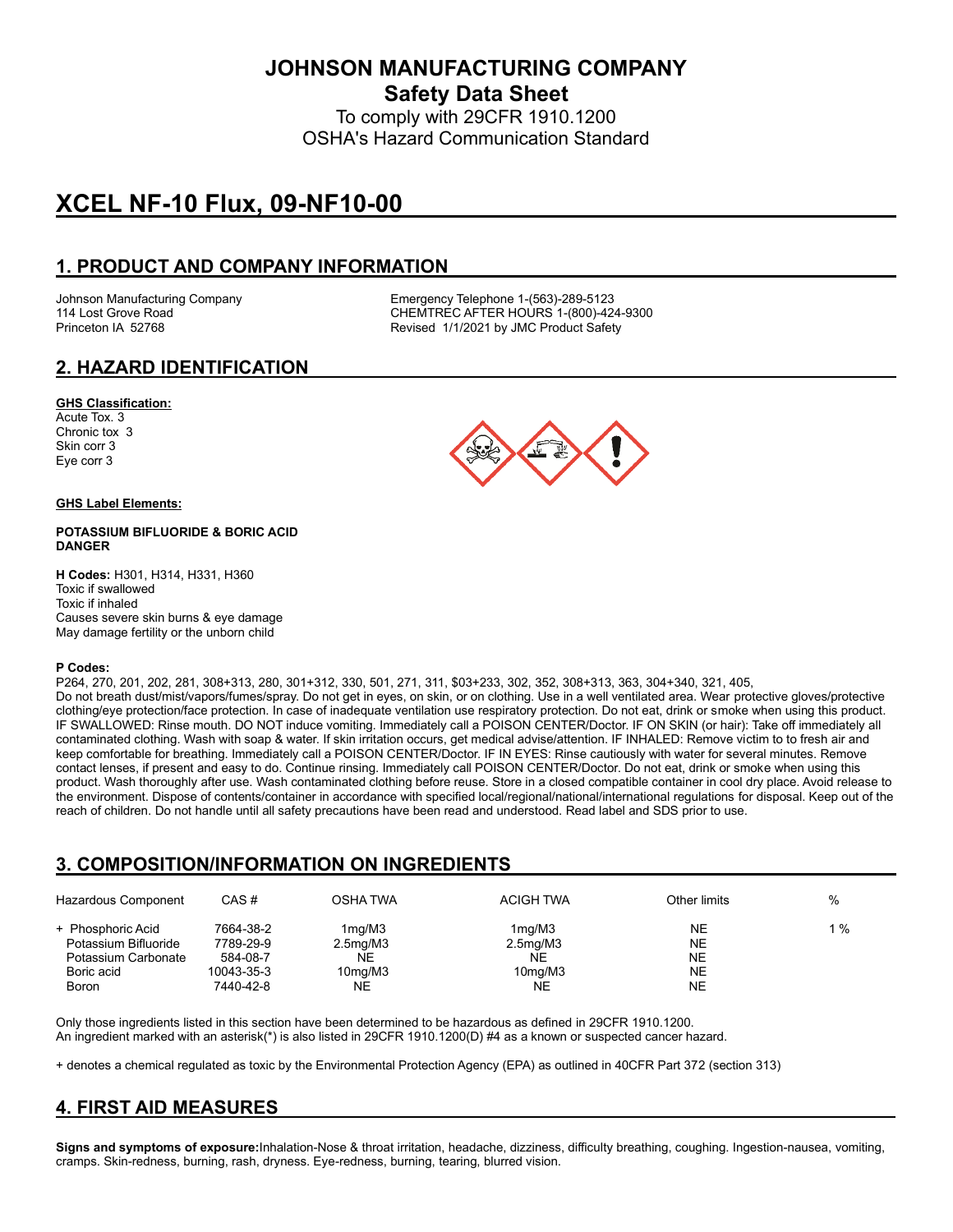# JOHNSON MANUFACTURING COMPANY

## Safety Data Sheet

To comply with 29CFR 1910.1200
OSHA's Hazard Communication Standard

# XCEL NF-10 Flux, 09-NF10-00

## 1. PRODUCT AND COMPANY INFORMATION

Johnson Manufacturing Company
114 Lost Grove Road
Princeton IA 52768

Emergency Telephone 1-(563)-289-5123
CHEMTREC AFTER HOURS 1-(800)-424-9300
Revised 1/1/2021 by JMC Product Safety

## 2. HAZARD IDENTIFICATION

**GHS Classification:**

Acute Tox. 3
Chronic tox 3
Skin corr 3
Eye corr 3

**GHS Label Elements:**

**POTASSIUM BIFLUORIDE & BORIC ACID**
**DANGER**

**H Codes:** H301, H314, H331, H360
Toxic if swallowed
Toxic if inhaled
Causes severe skin burns & eye damage
May damage fertility or the unborn child

**P Codes:**

P264, 270, 201, 202, 281, 308+313, 280, 301+312, 330, 501, 271, 311, $03+233, 302, 352, 308+313, 363, 304+340, 321, 405,
Do not breath dust/mist/vapors/fumes/spray. Do not get in eyes, on skin, or on clothing. Use in a well ventilated area. Wear protective gloves/protective clothing/eye protection/face protection. In case of inadequate ventilation use respiratory protection. Do not eat, drink or smoke when using this product. IF SWALLOWED: Rinse mouth. DO NOT induce vomiting. Immediately call a POISON CENTER/Doctor. IF ON SKIN (or hair): Take off immediately all contaminated clothing. Wash with soap & water. If skin irritation occurs, get medical advise/attention. IF INHALED: Remove victim to to fresh air and keep comfortable for breathing. Immediately call a POISON CENTER/Doctor. IF IN EYES: Rinse cautiously with water for several minutes. Remove contact lenses, if present and easy to do. Continue rinsing. Immediately call POISON CENTER/Doctor. Do not eat, drink or smoke when using this product. Wash thoroughly after use. Wash contaminated clothing before reuse. Store in a closed compatible container in cool dry place. Avoid release to the environment. Dispose of contents/container in accordance with specified local/regional/national/international regulations for disposal. Keep out of the reach of children. Do not handle until all safety precautions have been read and understood. Read label and SDS prior to use.

## 3. COMPOSITION/INFORMATION ON INGREDIENTS

| Hazardous Component | CAS # | OSHA TWA | ACIGH TWA | Other limits | % |
|---|---|---|---|---|---|
| + Phosphoric Acid | 7664-38-2 | 1mg/M3 | 1mg/M3 | NE | 1 % |
| Potassium Bifluoride | 7789-29-9 | 2.5mg/M3 | 2.5mg/M3 | NE | |
| Potassium Carbonate | 584-08-7 | NE | NE | NE | |
| Boric acid | 10043-35-3 | 10mg/M3 | 10mg/M3 | NE | |
| Boron | 7440-42-8 | NE | NE | NE | |

Only those ingredients listed in this section have been determined to be hazardous as defined in 29CFR 1910.1200.
An ingredient marked with an asterisk(*) is also listed in 29CFR 1910.1200(D) #4 as a known or suspected cancer hazard.

+ denotes a chemical regulated as toxic by the Environmental Protection Agency (EPA) as outlined in 40CFR Part 372 (section 313)

## 4. FIRST AID MEASURES

**Signs and symptoms of exposure:**Inhalation-Nose & throat irritation, headache, dizziness, difficulty breathing, coughing. Ingestion-nausea, vomiting, cramps. Skin-redness, burning, rash, dryness. Eye-redness, burning, tearing, blurred vision.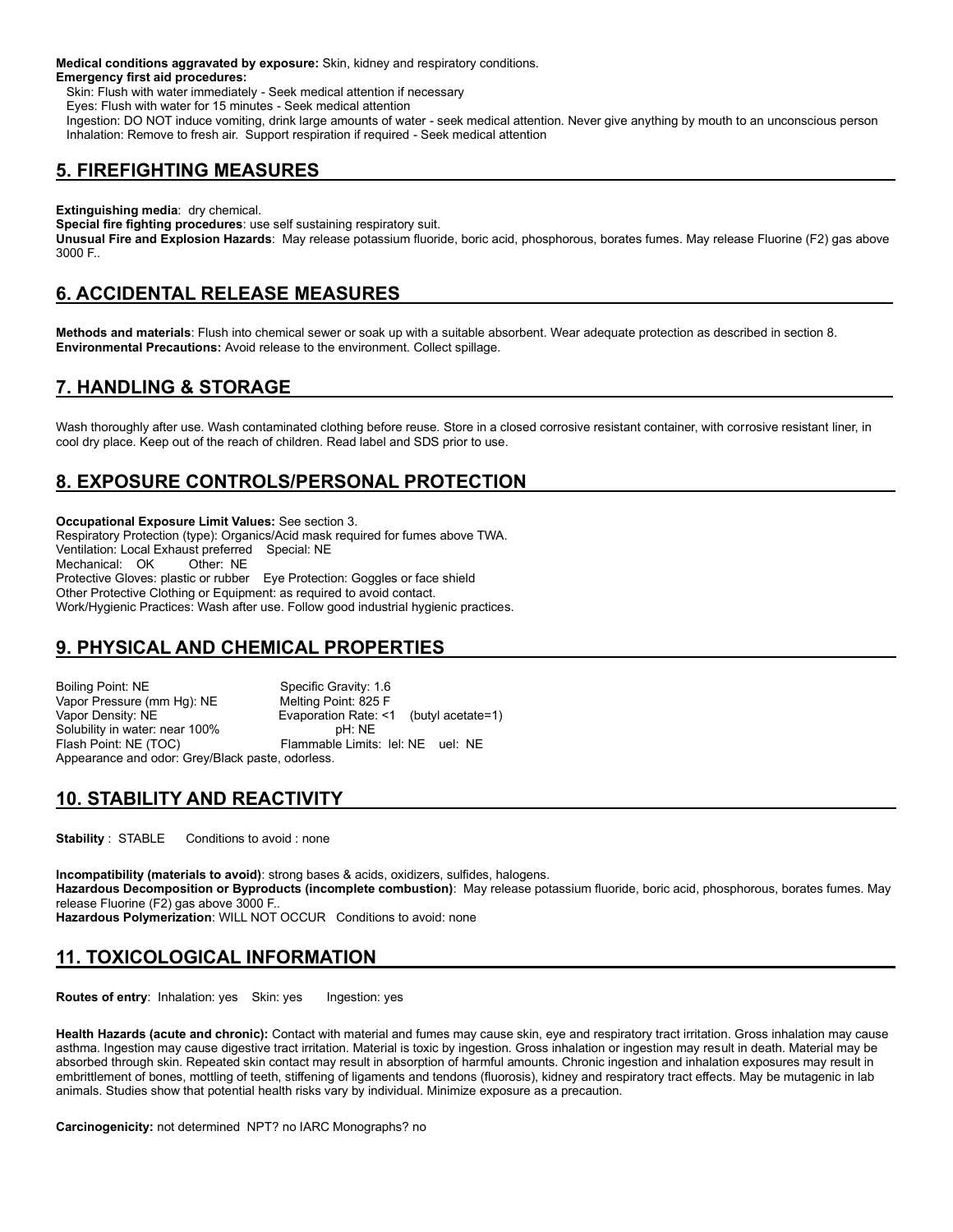**Medical conditions aggravated by exposure:** Skin, kidney and respiratory conditions.
**Emergency first aid procedures:**

Skin: Flush with water immediately - Seek medical attention if necessary
Eyes: Flush with water for 15 minutes - Seek medical attention
Ingestion: DO NOT induce vomiting, drink large amounts of water - seek medical attention. Never give anything by mouth to an unconscious person
Inhalation: Remove to fresh air. Support respiration if required - Seek medical attention

## 5. FIREFIGHTING MEASURES

**Extinguishing media**: dry chemical.
**Special fire fighting procedures**: use self sustaining respiratory suit.
**Unusual Fire and Explosion Hazards**: May release potassium fluoride, boric acid, phosphorous, borates fumes. May release Fluorine ($F_2$) gas above 3000 F..

## 6. ACCIDENTAL RELEASE MEASURES

**Methods and materials**: Flush into chemical sewer or soak up with a suitable absorbent. Wear adequate protection as described in section 8.
**Environmental Precautions:** Avoid release to the environment. Collect spillage.

## 7. HANDLING & STORAGE

Wash thoroughly after use. Wash contaminated clothing before reuse. Store in a closed corrosive resistant container, with corrosive resistant liner, in cool dry place. Keep out of the reach of children. Read label and SDS prior to use.

## 8. EXPOSURE CONTROLS/PERSONAL PROTECTION

**Occupational Exposure Limit Values:** See section 3.
Respiratory Protection (type): Organics/Acid mask required for fumes above TWA.
Ventilation: Local Exhaust preferred Special: NE
Mechanical: OK Other: NE
Protective Gloves: plastic or rubber Eye Protection: Goggles or face shield
Other Protective Clothing or Equipment: as required to avoid contact.
Work/Hygienic Practices: Wash after use. Follow good industrial hygienic practices.

## 9. PHYSICAL AND CHEMICAL PROPERTIES

Boiling Point: NE — Specific Gravity: 1.6
Vapor Pressure (mm Hg): NE — Melting Point: 825 F
Vapor Density: NE — Evaporation Rate: <1 (butyl acetate=1)
Solubility in water: near 100% — pH: NE
Flash Point: NE (TOC) — Flammable Limits: lel: NE uel: NE
Appearance and odor: Grey/Black paste, odorless.

## 10. STABILITY AND REACTIVITY

**Stability** : STABLE Conditions to avoid : none

**Incompatibility (materials to avoid)**: strong bases & acids, oxidizers, sulfides, halogens.
**Hazardous Decomposition or Byproducts (incomplete combustion)**: May release potassium fluoride, boric acid, phosphorous, borates fumes. May release Fluorine ($F_2$) gas above 3000 F..
**Hazardous Polymerization**: WILL NOT OCCUR Conditions to avoid: none

## 11. TOXICOLOGICAL INFORMATION

**Routes of entry**: Inhalation: yes Skin: yes Ingestion: yes

**Health Hazards (acute and chronic):** Contact with material and fumes may cause skin, eye and respiratory tract irritation. Gross inhalation may cause asthma. Ingestion may cause digestive tract irritation. Material is toxic by ingestion. Gross inhalation or ingestion may result in death. Material may be absorbed through skin. Repeated skin contact may result in absorption of harmful amounts. Chronic ingestion and inhalation exposures may result in embrittlement of bones, mottling of teeth, stiffening of ligaments and tendons (fluorosis), kidney and respiratory tract effects. May be mutagenic in lab animals. Studies show that potential health risks vary by individual. Minimize exposure as a precaution.

**Carcinogenicity:** not determined NPT? no IARC Monographs? no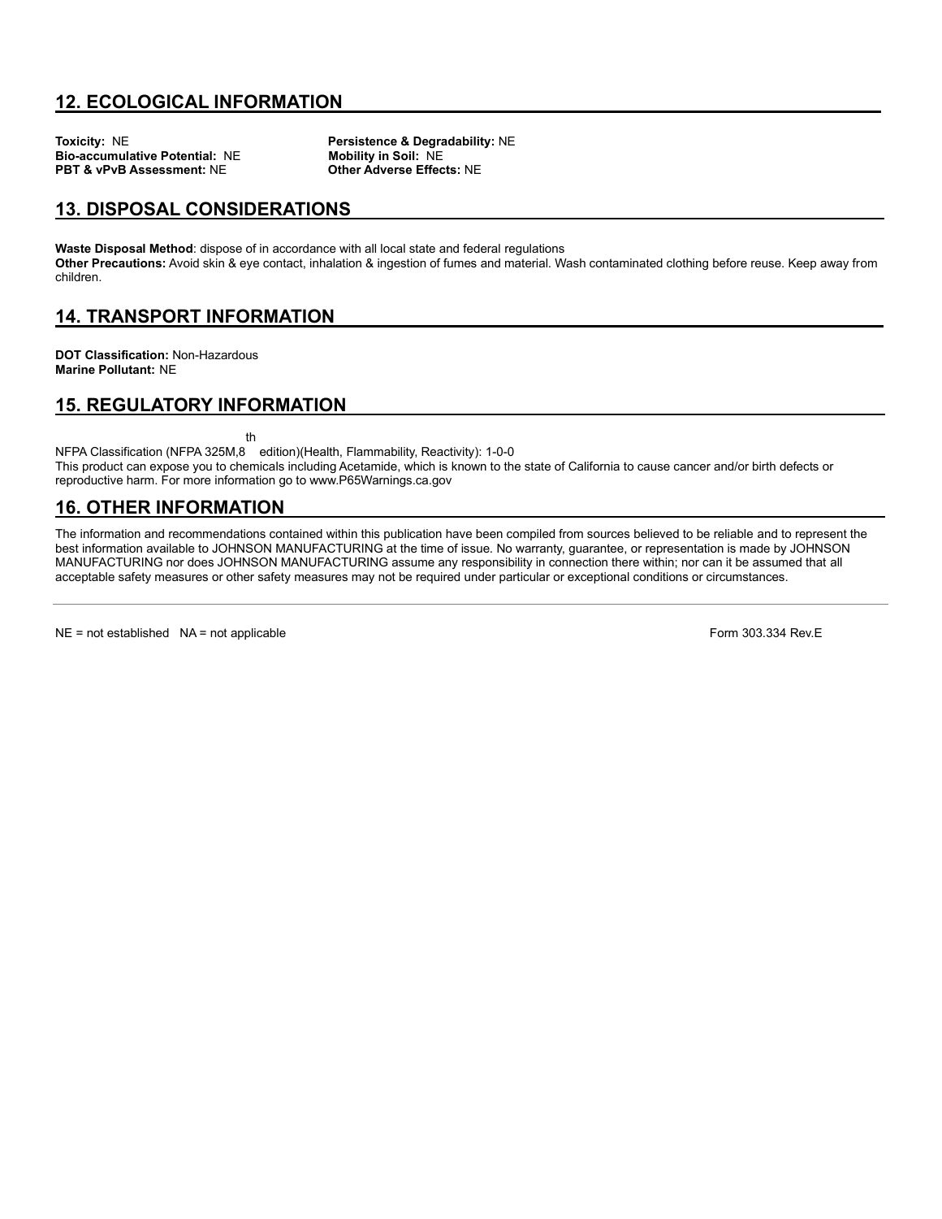## 12. ECOLOGICAL INFORMATION

**Toxicity:** NE
**Bio-accumulative Potential:** NE
**PBT & vPvB Assessment:** NE
**Persistence & Degradability:** NE
**Mobility in Soil:** NE
**Other Adverse Effects:** NE

## 13. DISPOSAL CONSIDERATIONS

**Waste Disposal Method**: dispose of in accordance with all local state and federal regulations
**Other Precautions:** Avoid skin & eye contact, inhalation & ingestion of fumes and material. Wash contaminated clothing before reuse. Keep away from children.

## 14. TRANSPORT INFORMATION

**DOT Classification:** Non-Hazardous
**Marine Pollutant:** NE

## 15. REGULATORY INFORMATION

NFPA Classification (NFPA 325M,8th edition)(Health, Flammability, Reactivity): 1-0-0
This product can expose you to chemicals including Acetamide, which is known to the state of California to cause cancer and/or birth defects or reproductive harm. For more information go to www.P65Warnings.ca.gov

## 16. OTHER INFORMATION

The information and recommendations contained within this publication have been compiled from sources believed to be reliable and to represent the best information available to JOHNSON MANUFACTURING at the time of issue. No warranty, guarantee, or representation is made by JOHNSON MANUFACTURING nor does JOHNSON MANUFACTURING assume any responsibility in connection there within; nor can it be assumed that all acceptable safety measures or other safety measures may not be required under particular or exceptional conditions or circumstances.

---

NE = not established NA = not applicable

Form 303.334 Rev.E